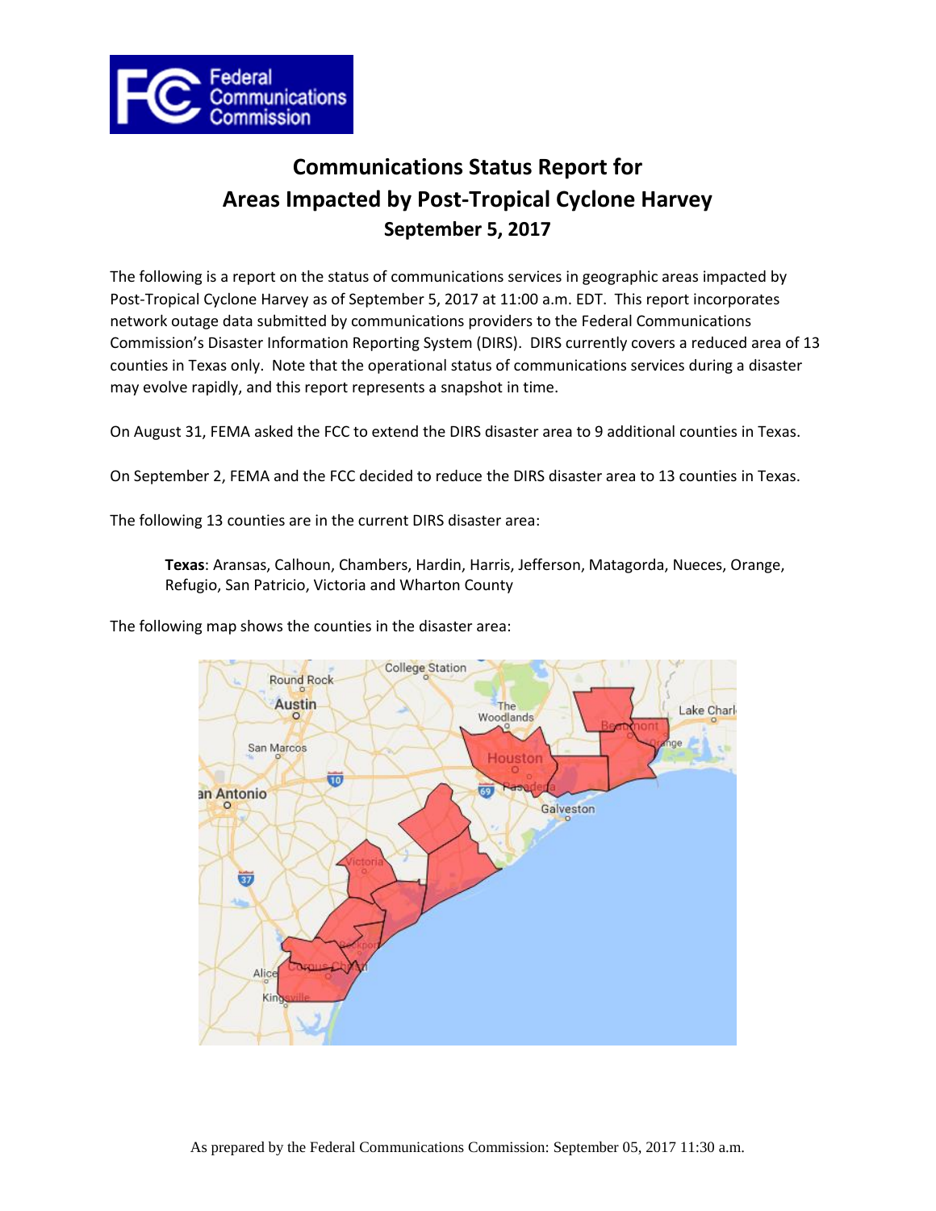# Communications Status Report for Areas Impacted by Post-Tropical Cyclone Harvey

## September 5, 2017

The following is a report on the status of communications services in geographic areas impacted by Post-Tropical Cyclone Harvey as of September 5, 2017 at 11:00 a.m. EDT. This report incorporates network outage data submitted by communications providers to the Federal Communications Commission's Disaster Information Reporting System (DIRS). DIRS currently covers a reduced area of 13 counties in Texas only. Note that the operational status of communications services during a disaster may evolve rapidly, and this report represents a snapshot in time.

On August 31, FEMA asked the FCC to extend the DIRS disaster area to 9 additional counties in Texas.

On September 2, FEMA and the FCC decided to reduce the DIRS disaster area to 13 counties in Texas.

The following 13 counties are in the current DIRS disaster area:

> **Texas**: Aransas, Calhoun, Chambers, Hardin, Harris, Jefferson, Matagorda, Nueces, Orange, Refugio, San Patricio, Victoria and Wharton County

The following map shows the counties in the disaster area: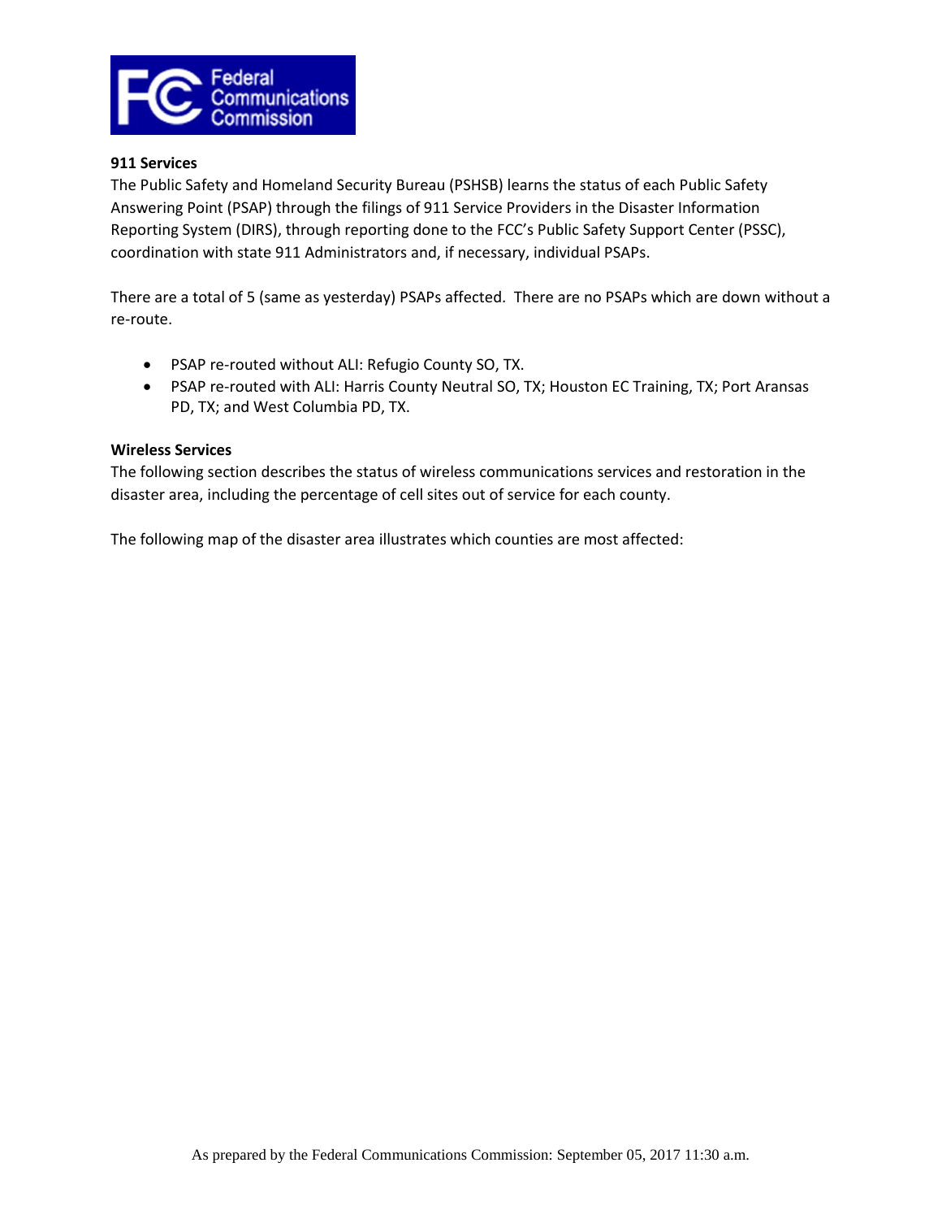### 911 Services

The Public Safety and Homeland Security Bureau (PSHSB) learns the status of each Public Safety Answering Point (PSAP) through the filings of 911 Service Providers in the Disaster Information Reporting System (DIRS), through reporting done to the FCC's Public Safety Support Center (PSSC), coordination with state 911 Administrators and, if necessary, individual PSAPs.

There are a total of 5 (same as yesterday) PSAPs affected. There are no PSAPs which are down without a re-route.

- PSAP re-routed without ALI: Refugio County SO, TX.
- PSAP re-routed with ALI: Harris County Neutral SO, TX; Houston EC Training, TX; Port Aransas PD, TX; and West Columbia PD, TX.

### Wireless Services

The following section describes the status of wireless communications services and restoration in the disaster area, including the percentage of cell sites out of service for each county.

The following map of the disaster area illustrates which counties are most affected: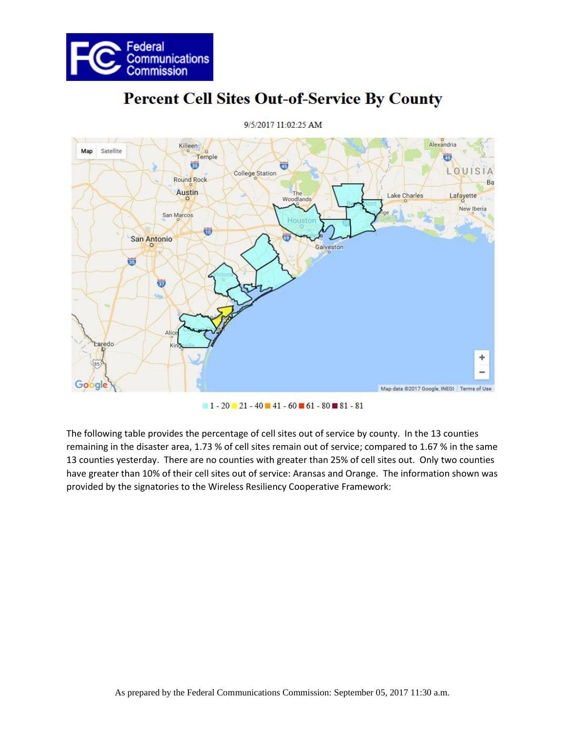# Percent Cell Sites Out-of-Service By County

9/5/2017 11:02:25 AM

1 - 20   21 - 40   41 - 60   61 - 80   81 - 81

The following table provides the percentage of cell sites out of service by county. In the 13 counties remaining in the disaster area, 1.73 % of cell sites remain out of service; compared to 1.67 % in the same 13 counties yesterday. There are no counties with greater than 25% of cell sites out. Only two counties have greater than 10% of their cell sites out of service: Aransas and Orange. The information shown was provided by the signatories to the Wireless Resiliency Cooperative Framework:

As prepared by the Federal Communications Commission: September 05, 2017 11:30 a.m.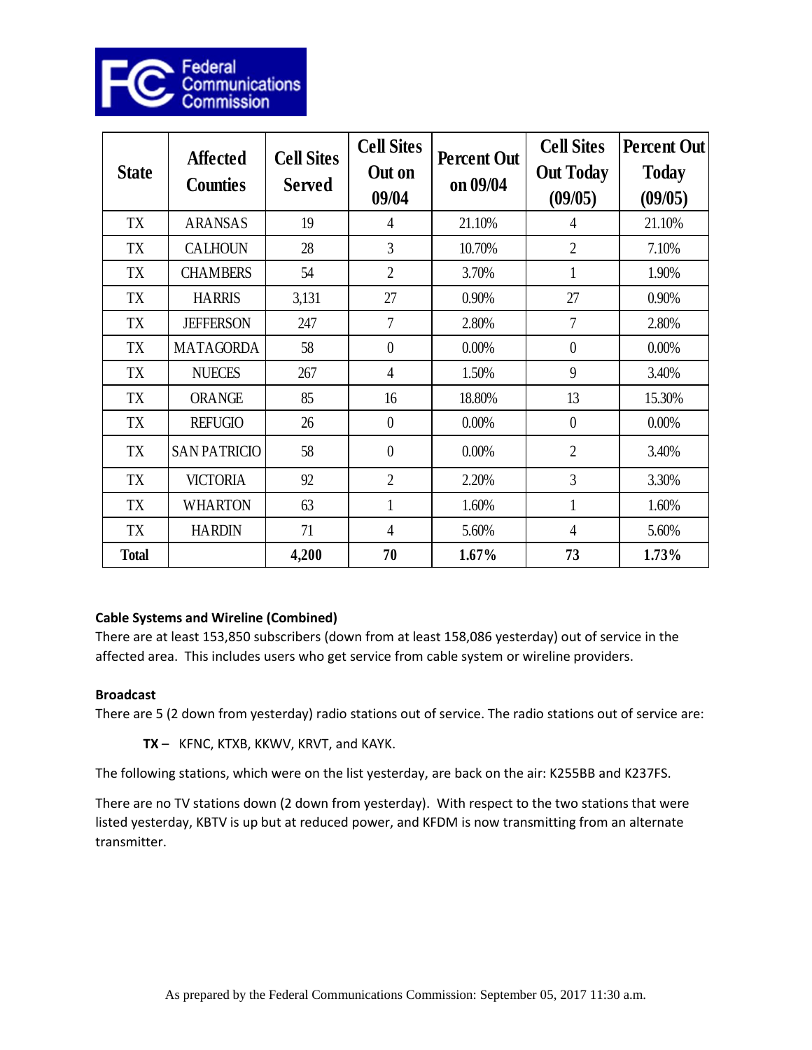| State | Affected Counties | Cell Sites Served | Cell Sites Out on 09/04 | Percent Out on 09/04 | Cell Sites Out Today (09/05) | Percent Out Today (09/05) |
|---|---|---|---|---|---|---|
| TX | ARANSAS | 19 | 4 | 21.10% | 4 | 21.10% |
| TX | CALHOUN | 28 | 3 | 10.70% | 2 | 7.10% |
| TX | CHAMBERS | 54 | 2 | 3.70% | 1 | 1.90% |
| TX | HARRIS | 3,131 | 27 | 0.90% | 27 | 0.90% |
| TX | JEFFERSON | 247 | 7 | 2.80% | 7 | 2.80% |
| TX | MATAGORDA | 58 | 0 | 0.00% | 0 | 0.00% |
| TX | NUECES | 267 | 4 | 1.50% | 9 | 3.40% |
| TX | ORANGE | 85 | 16 | 18.80% | 13 | 15.30% |
| TX | REFUGIO | 26 | 0 | 0.00% | 0 | 0.00% |
| TX | SAN PATRICIO | 58 | 0 | 0.00% | 2 | 3.40% |
| TX | VICTORIA | 92 | 2 | 2.20% | 3 | 3.30% |
| TX | WHARTON | 63 | 1 | 1.60% | 1 | 1.60% |
| TX | HARDIN | 71 | 4 | 5.60% | 4 | 5.60% |
| **Total** | | **4,200** | **70** | **1.67%** | **73** | **1.73%** |

**Cable Systems and Wireline (Combined)**

There are at least 153,850 subscribers (down from at least 158,086 yesterday) out of service in the affected area. This includes users who get service from cable system or wireline providers.

**Broadcast**

There are 5 (2 down from yesterday) radio stations out of service. The radio stations out of service are:

**TX** – KFNC, KTXB, KKWV, KRVT, and KAYK.

The following stations, which were on the list yesterday, are back on the air: K255BB and K237FS.

There are no TV stations down (2 down from yesterday). With respect to the two stations that were listed yesterday, KBTV is up but at reduced power, and KFDM is now transmitting from an alternate transmitter.

As prepared by the Federal Communications Commission: September 05, 2017 11:30 a.m.